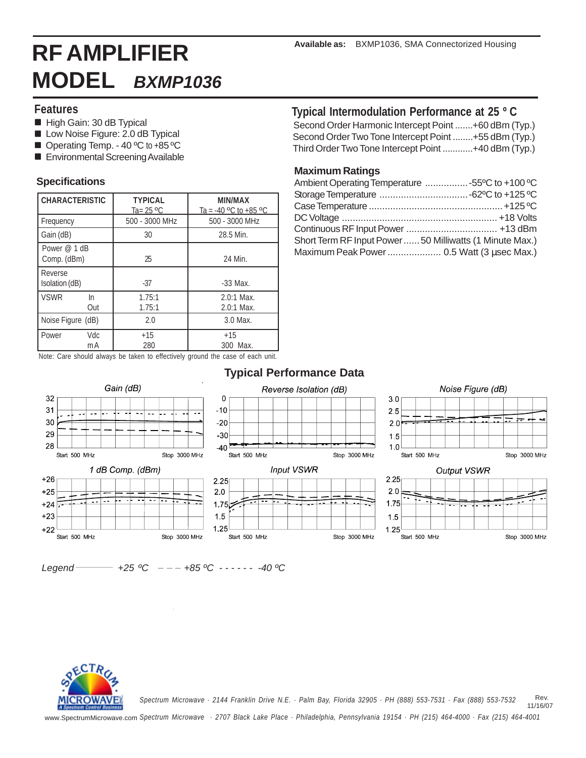**Available as:** BXMP1036, SMA Connectorized Housing

# RF AMPLIFIER
# MODEL *BXMP1036*

## Features

- High Gain: 30 dB Typical
- Low Noise Figure: 2.0 dB Typical
- Operating Temp. - 40 ºC to +85 ºC
- Environmental Screening Available

## Specifications

| CHARACTERISTIC | TYPICAL Ta= 25 ºC | MIN/MAX Ta = -40 ºC to +85 ºC |
|---|---|---|
| Frequency | 500 - 3000 MHz | 500 - 3000 MHz |
| Gain (dB) | 30 | 28.5 Min. |
| Power @ 1 dB Comp. (dBm) | 25 | 24 Min. |
| Reverse Isolation (dB) | -37 | -33 Max. |
| VSWR In | 1.75:1 | 2.0:1 Max. |
| VSWR Out | 1.75:1 | 2.0:1 Max. |
| Noise Figure (dB) | 2.0 | 3.0 Max. |
| Power Vdc | +15 | +15 |
| Power mA | 280 | 300 Max. |

Note: Care should always be taken to effectively ground the case of each unit.

## Typical Intermodulation Performance at 25 º C

Second Order Harmonic Intercept Point .......+60 dBm (Typ.)
Second Order Two Tone Intercept Point ........+55 dBm (Typ.)
Third Order Two Tone Intercept Point ............+40 dBm (Typ.)

## Maximum Ratings

Ambient Operating Temperature ................-55ºC to +100 ºC
Storage Temperature .................................-62ºC to +125 ºC
Case Temperature .................................................+125 ºC
DC Voltage .........................................................+18 Volts
Continuous RF Input Power .................................. +13 dBm
Short Term RF Input Power ...... 50 Milliwatts (1 Minute Max.)
Maximum Peak Power .................... 0.5 Watt (3 µsec Max.)

## Typical Performance Data

Gain (dB) — Start 500 MHz, Stop 3000 MHz

Reverse Isolation (dB) — Start 500 MHz, Stop 3000 MHz

Noise Figure (dB) — Start 500 MHz, Stop 3000 MHz

1 dB Comp. (dBm) — Start 500 MHz, Stop 3000 MHz

Input VSWR — Start 500 MHz, Stop 3000 MHz

Output VSWR — Start 500 MHz, Stop 3000 MHz

*Legend* ——— *+25 ºC* — — — *+85 ºC* - - - - - - *-40 ºC*

Spectrum Microwave · 2144 Franklin Drive N.E. · Palm Bay, Florida 32905 · PH (888) 553-7531 · Fax (888) 553-7532

www.SpectrumMicrowave.com Spectrum Microwave · 2707 Black Lake Place · Philadelphia, Pennsylvania 19154 · PH (215) 464-4000 · Fax (215) 464-4001

Rev. 11/16/07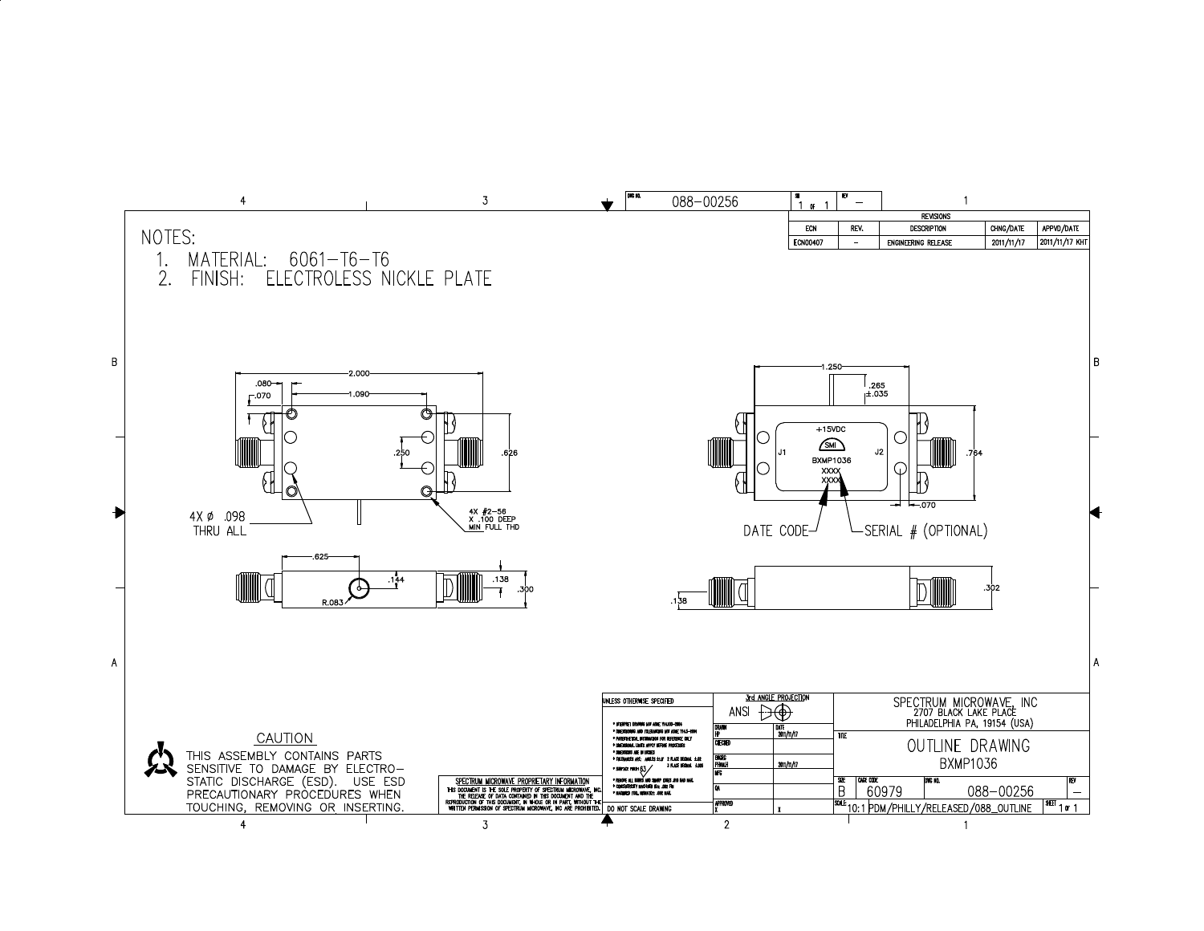NOTES:

1. MATERIAL: 6061-T6-T6
2. FINISH: ELECTROLESS NICKLE PLATE

| REVISIONS | | | | |
|---|---|---|---|---|
| ECN | REV. | DESCRIPTION | CHNG/DATE | APPVD/DATE |
| ECN00407 | – | ENGINEERING RELEASE | 2011/11/17 | 2011/11/17 KHT |

DWG NO. 088-00256 SH 1 OF 1 REV –

2.000
.080
.070
1.090
.250
.626
4X Ø .098 THRU ALL
4X #2-56 X .100 DEEP MIN FULL THD

.625
.144
.138
.300
R.083

1.250
.265 ±.035
+15VDC
SMI
J1
J2
BXMP1036
XXXX
XXXX
.764
.070
DATE CODE
SERIAL # (OPTIONAL)

.138
.302

CAUTION

THIS ASSEMBLY CONTAINS PARTS SENSITIVE TO DAMAGE BY ELECTRO-STATIC DISCHARGE (ESD). USE ESD PRECAUTIONARY PROCEDURES WHEN TOUCHING, REMOVING OR INSERTING.

SPECTRUM MICROWAVE PROPRIETARY INFORMATION
THIS DOCUMENT IS THE SOLE PROPERTY OF SPECTRUM MICROWAVE, INC. THE RELEASE OF DATA CONTAINED IN THIS DOCUMENT AND THE REPRODUCTION OF THIS DOCUMENT, IN WHOLE OR IN PART, WITHOUT THE WRITTEN PERMISSION OF SPECTRUM MICROWAVE, INC ARE PROHIBITED.

UNLESS OTHERWISE SPECIFIED

DO NOT SCALE DRAWING

3rd ANGLE PROJECTION
ANSI

| | | |
|---|---|---|
| DRAWN | HP | 2011/11/17 |
| CHECKED | | |
| ENGRG | PJMALII | 2011/11/17 |
| MFG | | |
| QA | | |
| APPROVED | X | X |

SPECTRUM MICROWAVE, INC
2707 BLACK LAKE PLACE
PHILADELPHIA PA, 19154 (USA)

TITLE
OUTLINE DRAWING
BXMP1036

| SIZE | CAGE CODE | DWG NO. | REV |
|---|---|---|---|
| B | 60979 | 088-00256 | – |

SCALE 10:1 PDM/PHILLY/RELEASED/088_OUTLINE SHEET 1 OF 1